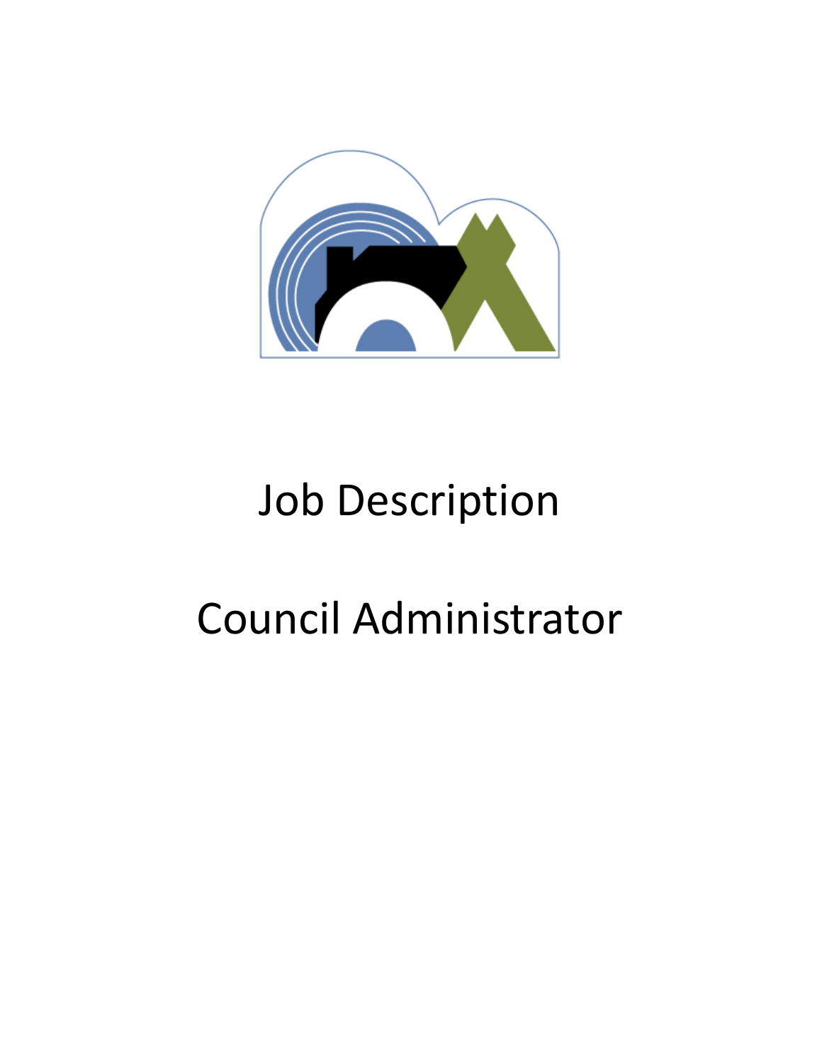# Job Description

# Council Administrator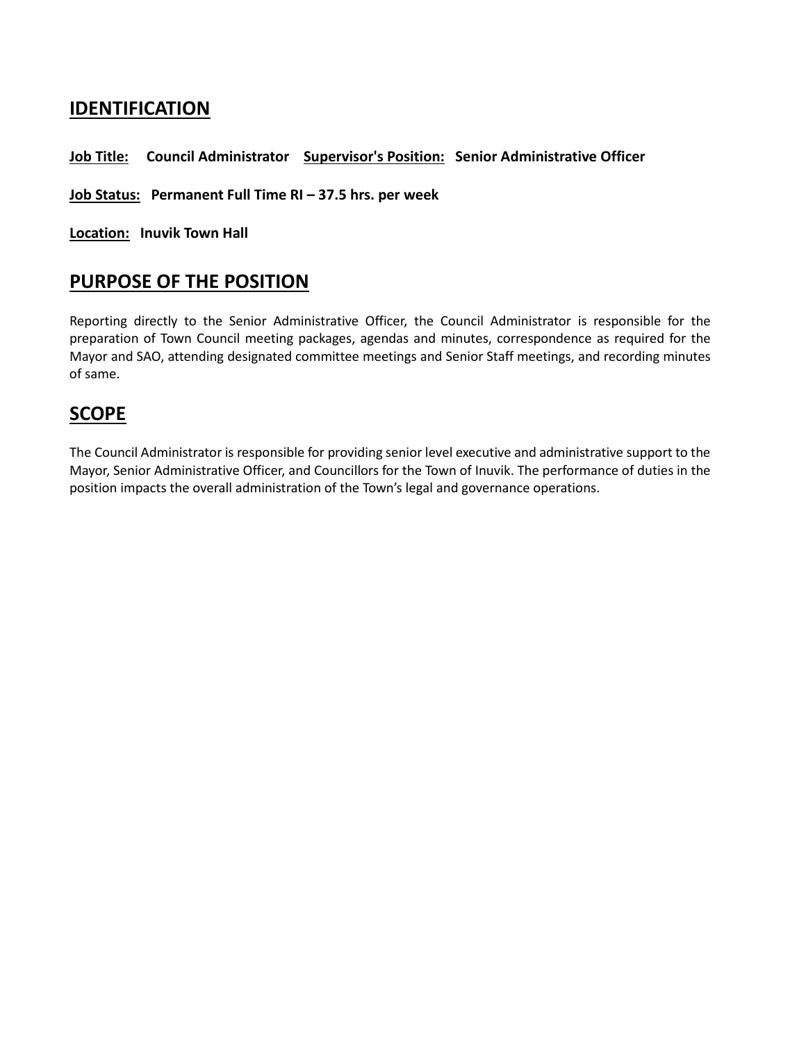## IDENTIFICATION

**Job Title:** **Council Administrator** **Supervisor's Position:** **Senior Administrative Officer**

**Job Status:** **Permanent Full Time RI – 37.5 hrs. per week**

**Location:** **Inuvik Town Hall**

## PURPOSE OF THE POSITION

Reporting directly to the Senior Administrative Officer, the Council Administrator is responsible for the preparation of Town Council meeting packages, agendas and minutes, correspondence as required for the Mayor and SAO, attending designated committee meetings and Senior Staff meetings, and recording minutes of same.

## SCOPE

The Council Administrator is responsible for providing senior level executive and administrative support to the Mayor, Senior Administrative Officer, and Councillors for the Town of Inuvik. The performance of duties in the position impacts the overall administration of the Town's legal and governance operations.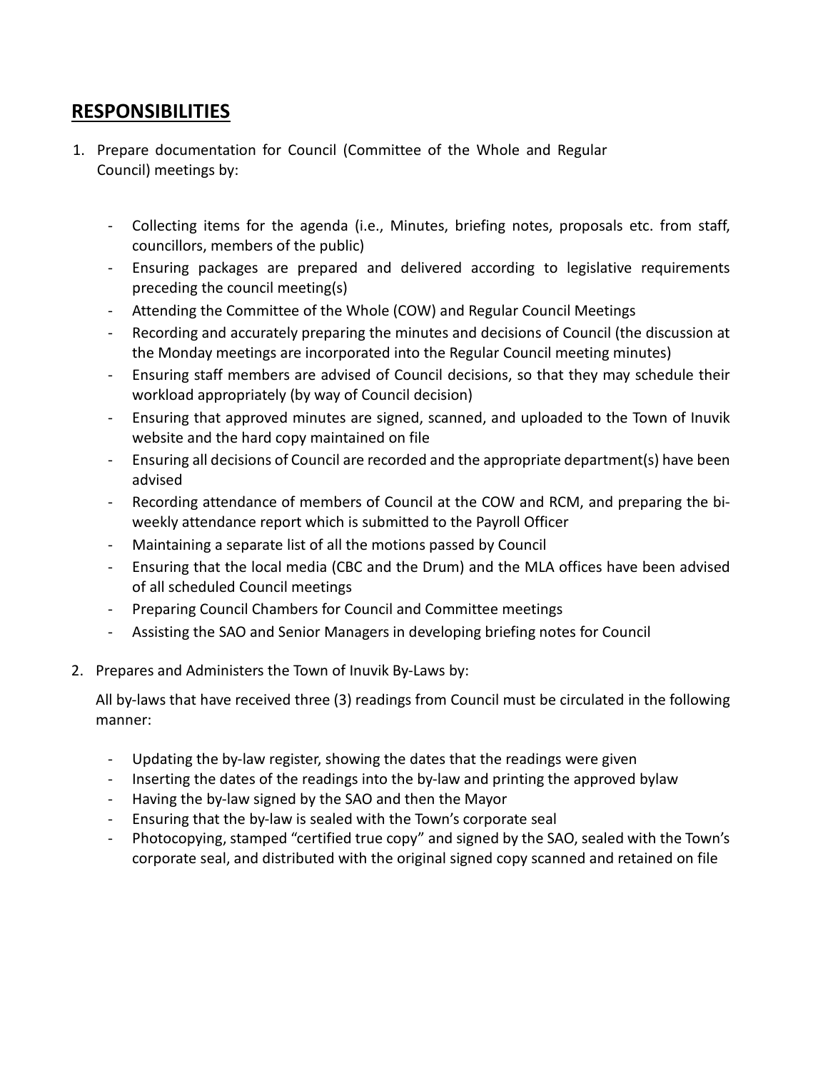## RESPONSIBILITIES

1. Prepare documentation for Council (Committee of the Whole and Regular Council) meetings by:

   - Collecting items for the agenda (i.e., Minutes, briefing notes, proposals etc. from staff, councillors, members of the public)
   - Ensuring packages are prepared and delivered according to legislative requirements preceding the council meeting(s)
   - Attending the Committee of the Whole (COW) and Regular Council Meetings
   - Recording and accurately preparing the minutes and decisions of Council (the discussion at the Monday meetings are incorporated into the Regular Council meeting minutes)
   - Ensuring staff members are advised of Council decisions, so that they may schedule their workload appropriately (by way of Council decision)
   - Ensuring that approved minutes are signed, scanned, and uploaded to the Town of Inuvik website and the hard copy maintained on file
   - Ensuring all decisions of Council are recorded and the appropriate department(s) have been advised
   - Recording attendance of members of Council at the COW and RCM, and preparing the bi-weekly attendance report which is submitted to the Payroll Officer
   - Maintaining a separate list of all the motions passed by Council
   - Ensuring that the local media (CBC and the Drum) and the MLA offices have been advised of all scheduled Council meetings
   - Preparing Council Chambers for Council and Committee meetings
   - Assisting the SAO and Senior Managers in developing briefing notes for Council

2. Prepares and Administers the Town of Inuvik By-Laws by:

   All by-laws that have received three (3) readings from Council must be circulated in the following manner:

   - Updating the by-law register, showing the dates that the readings were given
   - Inserting the dates of the readings into the by-law and printing the approved bylaw
   - Having the by-law signed by the SAO and then the Mayor
   - Ensuring that the by-law is sealed with the Town's corporate seal
   - Photocopying, stamped "certified true copy" and signed by the SAO, sealed with the Town's corporate seal, and distributed with the original signed copy scanned and retained on file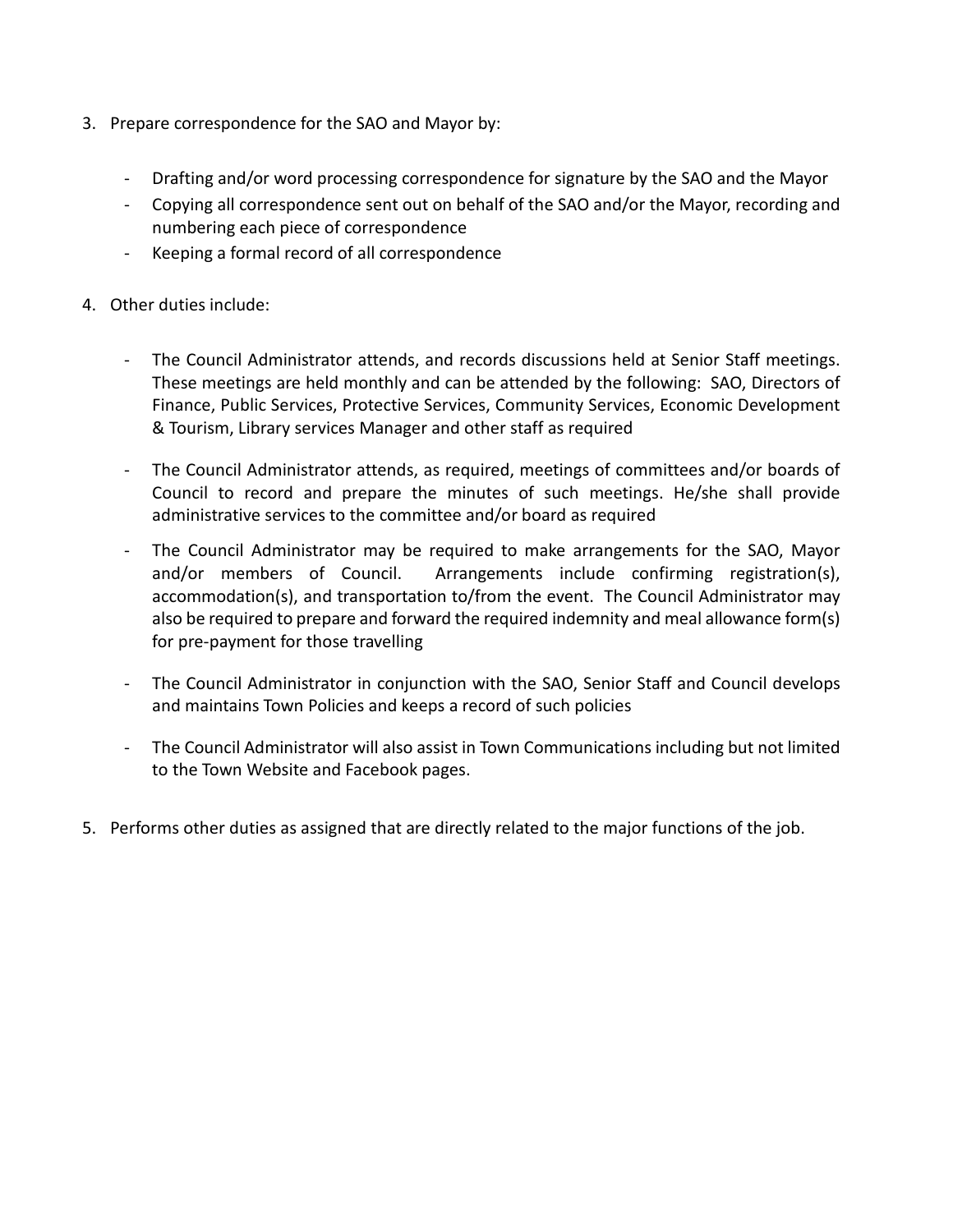3. Prepare correspondence for the SAO and Mayor by:

    - Drafting and/or word processing correspondence for signature by the SAO and the Mayor
    - Copying all correspondence sent out on behalf of the SAO and/or the Mayor, recording and numbering each piece of correspondence
    - Keeping a formal record of all correspondence

4. Other duties include:

    - The Council Administrator attends, and records discussions held at Senior Staff meetings. These meetings are held monthly and can be attended by the following: SAO, Directors of Finance, Public Services, Protective Services, Community Services, Economic Development & Tourism, Library services Manager and other staff as required

    - The Council Administrator attends, as required, meetings of committees and/or boards of Council to record and prepare the minutes of such meetings. He/she shall provide administrative services to the committee and/or board as required

    - The Council Administrator may be required to make arrangements for the SAO, Mayor and/or members of Council. Arrangements include confirming registration(s), accommodation(s), and transportation to/from the event. The Council Administrator may also be required to prepare and forward the required indemnity and meal allowance form(s) for pre-payment for those travelling

    - The Council Administrator in conjunction with the SAO, Senior Staff and Council develops and maintains Town Policies and keeps a record of such policies

    - The Council Administrator will also assist in Town Communications including but not limited to the Town Website and Facebook pages.

5. Performs other duties as assigned that are directly related to the major functions of the job.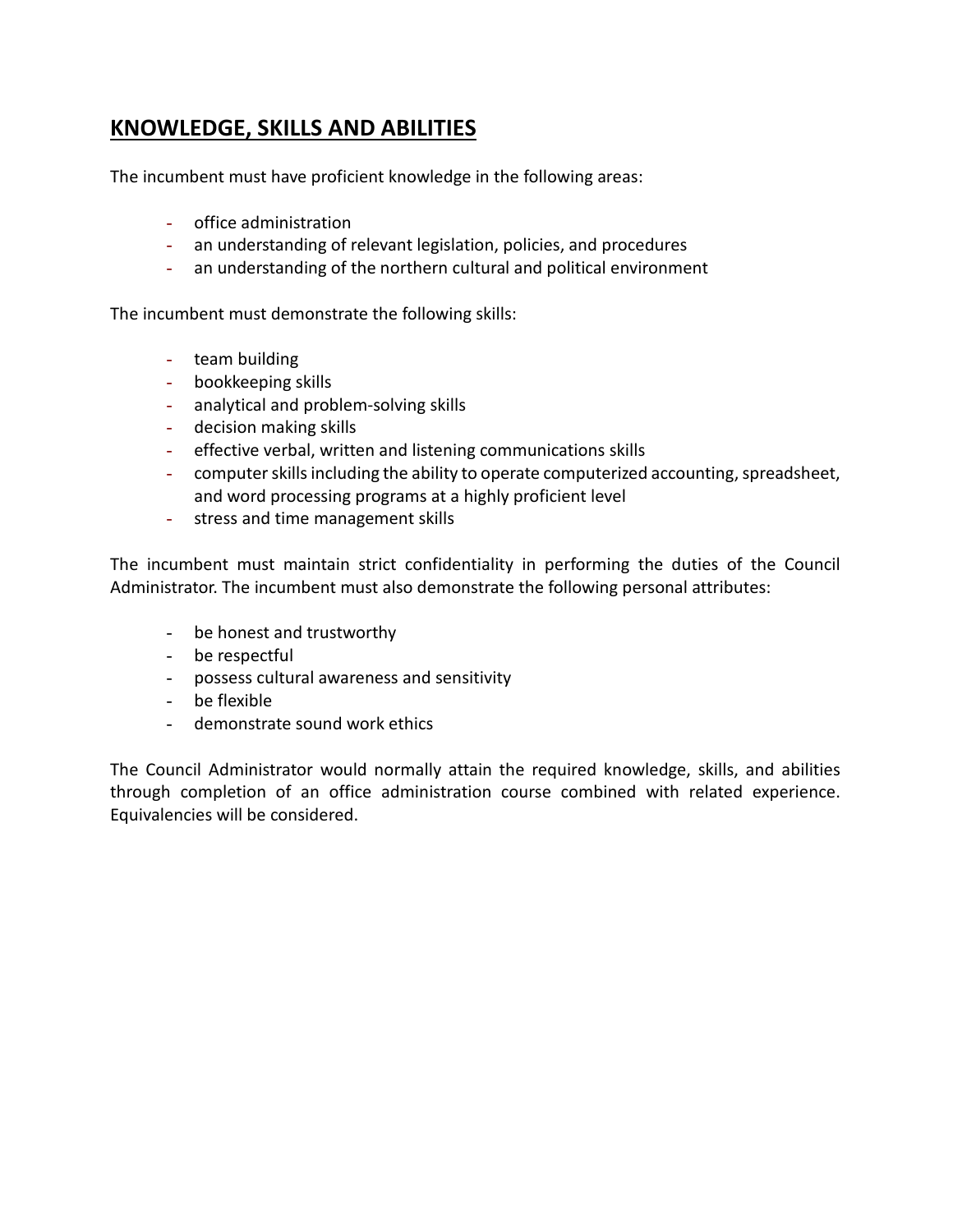## KNOWLEDGE, SKILLS AND ABILITIES

The incumbent must have proficient knowledge in the following areas:

- office administration
- an understanding of relevant legislation, policies, and procedures
- an understanding of the northern cultural and political environment

The incumbent must demonstrate the following skills:

- team building
- bookkeeping skills
- analytical and problem-solving skills
- decision making skills
- effective verbal, written and listening communications skills
- computer skills including the ability to operate computerized accounting, spreadsheet, and word processing programs at a highly proficient level
- stress and time management skills

The incumbent must maintain strict confidentiality in performing the duties of the Council Administrator. The incumbent must also demonstrate the following personal attributes:

- be honest and trustworthy
- be respectful
- possess cultural awareness and sensitivity
- be flexible
- demonstrate sound work ethics

The Council Administrator would normally attain the required knowledge, skills, and abilities through completion of an office administration course combined with related experience. Equivalencies will be considered.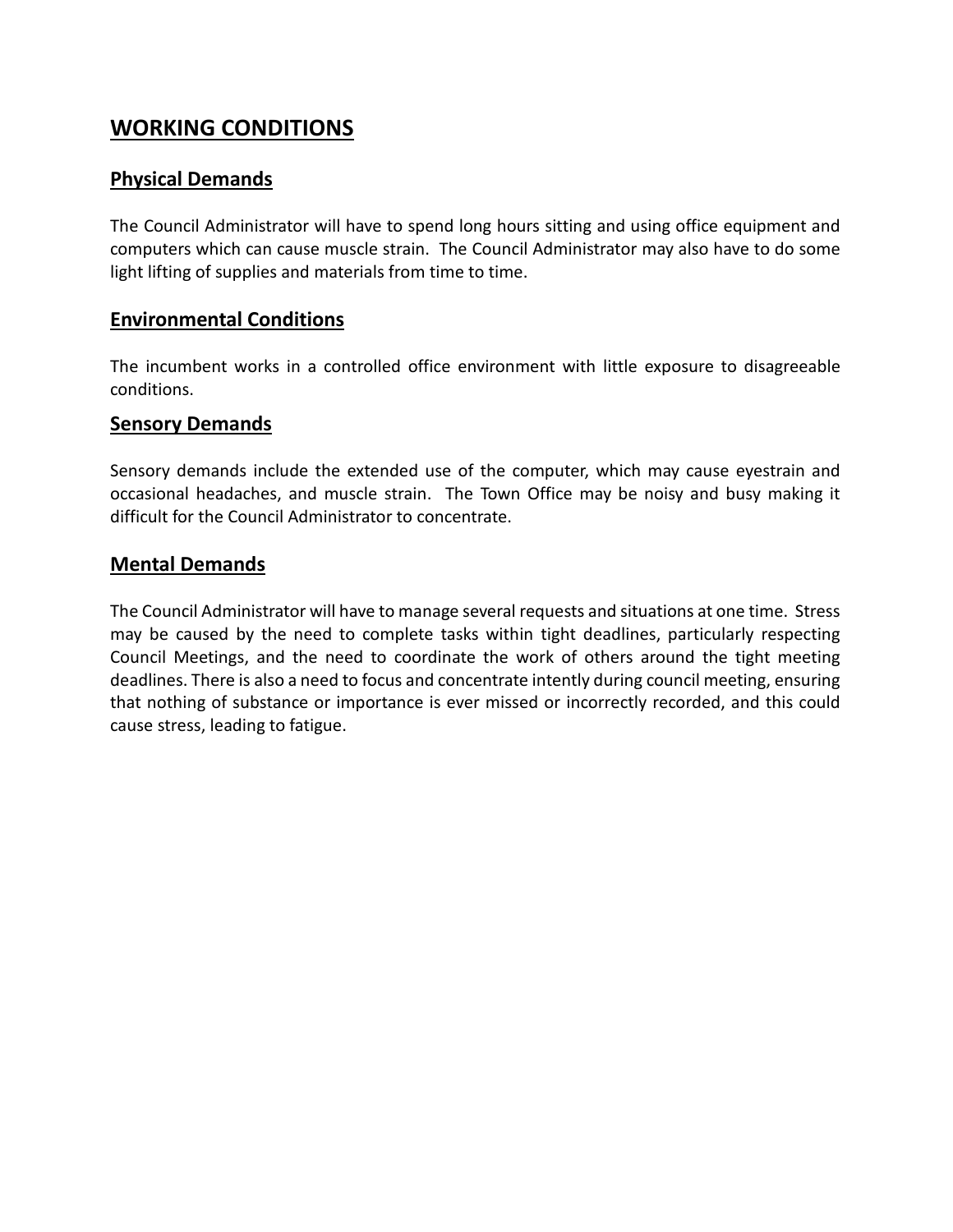# WORKING CONDITIONS

## Physical Demands

The Council Administrator will have to spend long hours sitting and using office equipment and computers which can cause muscle strain. The Council Administrator may also have to do some light lifting of supplies and materials from time to time.

## Environmental Conditions

The incumbent works in a controlled office environment with little exposure to disagreeable conditions.

## Sensory Demands

Sensory demands include the extended use of the computer, which may cause eyestrain and occasional headaches, and muscle strain. The Town Office may be noisy and busy making it difficult for the Council Administrator to concentrate.

## Mental Demands

The Council Administrator will have to manage several requests and situations at one time. Stress may be caused by the need to complete tasks within tight deadlines, particularly respecting Council Meetings, and the need to coordinate the work of others around the tight meeting deadlines. There is also a need to focus and concentrate intently during council meeting, ensuring that nothing of substance or importance is ever missed or incorrectly recorded, and this could cause stress, leading to fatigue.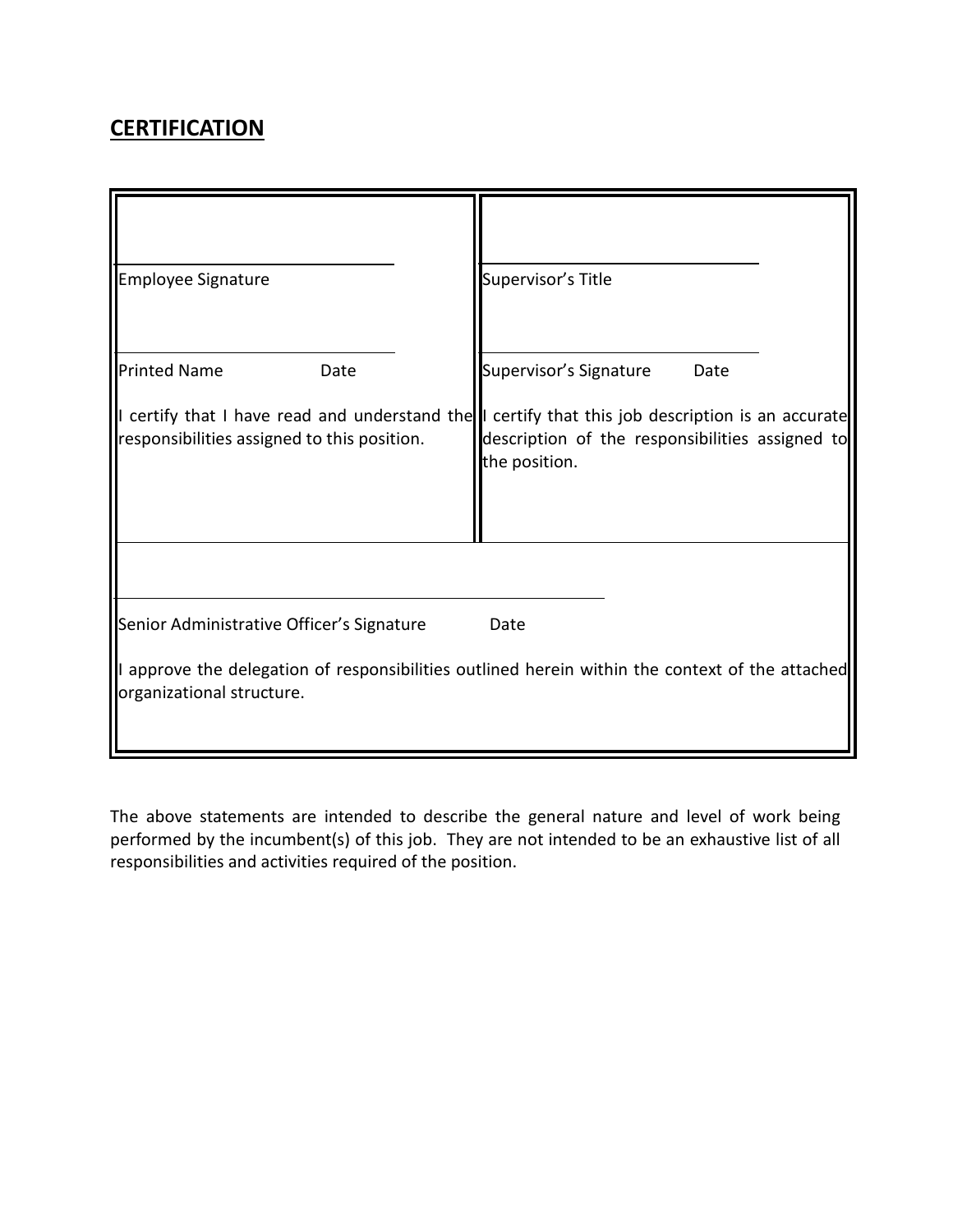## CERTIFICATION

| | |
|---|---|
| Employee Signature<br><br>Printed Name Date<br><br>I certify that I have read and understand the responsibilities assigned to this position. | Supervisor's Title<br><br>Supervisor's Signature Date<br><br>I certify that this job description is an accurate description of the responsibilities assigned to the position. |
| Senior Administrative Officer's Signature Date<br><br>I approve the delegation of responsibilities outlined herein within the context of the attached organizational structure. | |

The above statements are intended to describe the general nature and level of work being performed by the incumbent(s) of this job. They are not intended to be an exhaustive list of all responsibilities and activities required of the position.